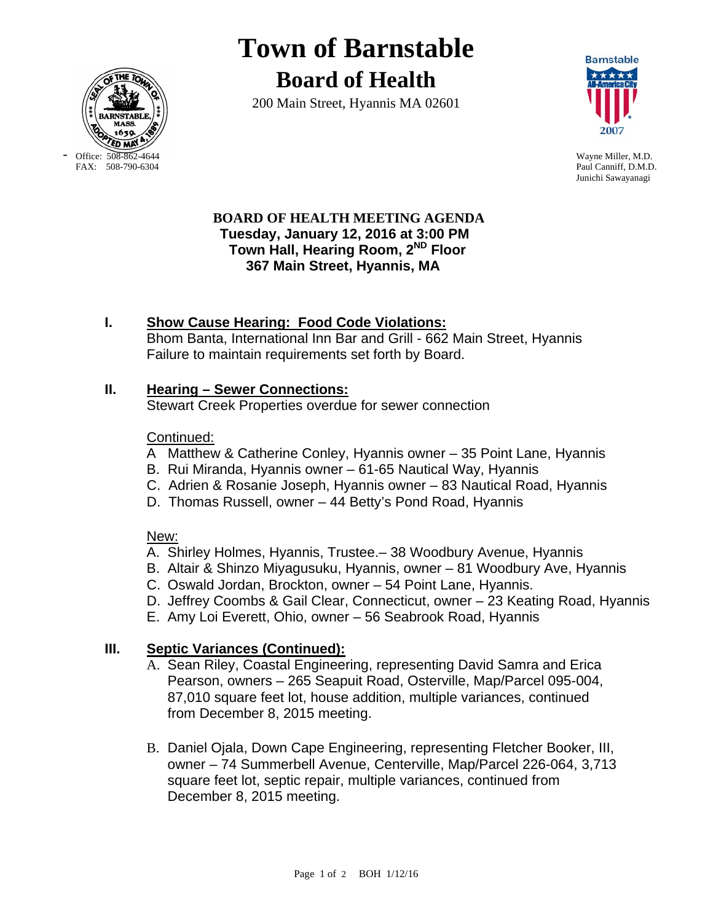# Town of Barnstable

## Board of Health

200 Main Street, Hyannis MA 02601

Office: 508-862-4644
FAX: 508-790-6304

Wayne Miller, M.D.
Paul Canniff, D.M.D.
Junichi Sawayanagi

**BOARD OF HEALTH MEETING AGENDA**
**Tuesday, January 12, 2016 at 3:00 PM**
**Town Hall, Hearing Room, 2ND Floor**
**367 Main Street, Hyannis, MA**

**I. Show Cause Hearing: Food Code Violations:**

Bhom Banta, International Inn Bar and Grill - 662 Main Street, Hyannis
Failure to maintain requirements set forth by Board.

**II. Hearing – Sewer Connections:**

Stewart Creek Properties overdue for sewer connection

Continued:

A Matthew & Catherine Conley, Hyannis owner – 35 Point Lane, Hyannis
B. Rui Miranda, Hyannis owner – 61-65 Nautical Way, Hyannis
C. Adrien & Rosanie Joseph, Hyannis owner – 83 Nautical Road, Hyannis
D. Thomas Russell, owner – 44 Betty's Pond Road, Hyannis

New:

A. Shirley Holmes, Hyannis, Trustee.– 38 Woodbury Avenue, Hyannis
B. Altair & Shinzo Miyagusuku, Hyannis, owner – 81 Woodbury Ave, Hyannis
C. Oswald Jordan, Brockton, owner – 54 Point Lane, Hyannis.
D. Jeffrey Coombs & Gail Clear, Connecticut, owner – 23 Keating Road, Hyannis
E. Amy Loi Everett, Ohio, owner – 56 Seabrook Road, Hyannis

**III. Septic Variances (Continued):**

A. Sean Riley, Coastal Engineering, representing David Samra and Erica Pearson, owners – 265 Seapuit Road, Osterville, Map/Parcel 095-004, 87,010 square feet lot, house addition, multiple variances, continued from December 8, 2015 meeting.

B. Daniel Ojala, Down Cape Engineering, representing Fletcher Booker, III, owner – 74 Summerbell Avenue, Centerville, Map/Parcel 226-064, 3,713 square feet lot, septic repair, multiple variances, continued from December 8, 2015 meeting.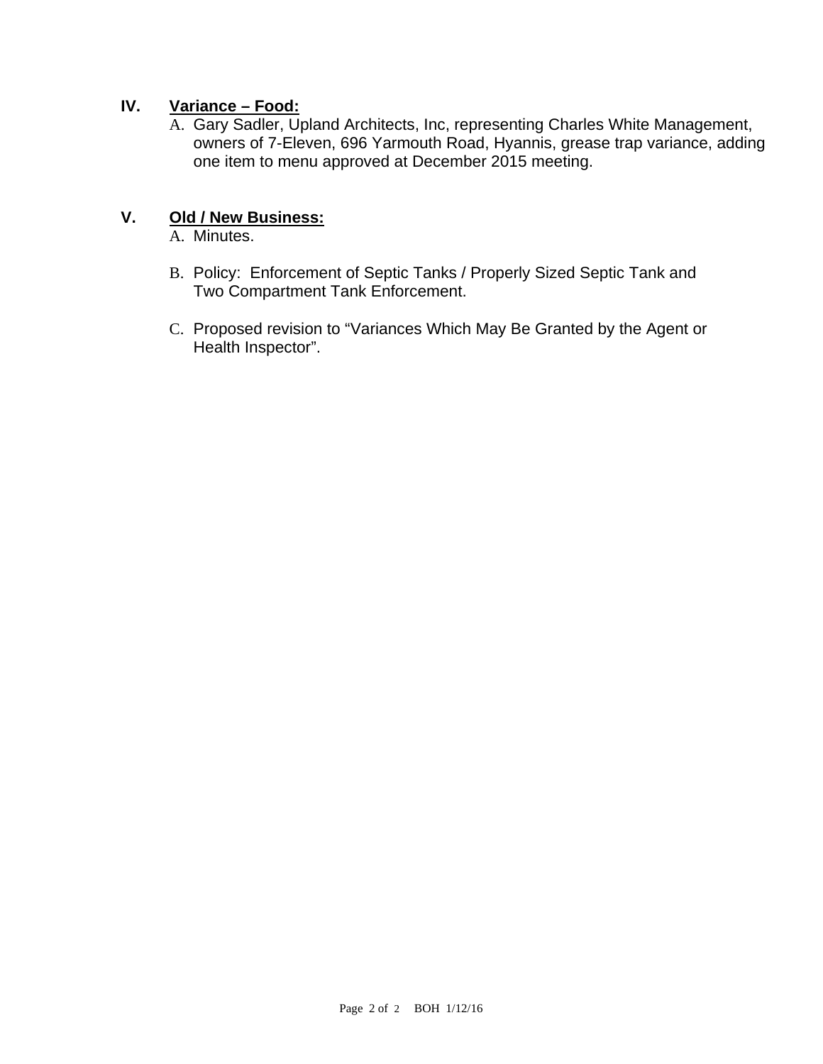## IV. Variance – Food:

A. Gary Sadler, Upland Architects, Inc, representing Charles White Management, owners of 7-Eleven, 696 Yarmouth Road, Hyannis, grease trap variance, adding one item to menu approved at December 2015 meeting.

## V. Old / New Business:

A. Minutes.

B. Policy: Enforcement of Septic Tanks / Properly Sized Septic Tank and Two Compartment Tank Enforcement.

C. Proposed revision to "Variances Which May Be Granted by the Agent or Health Inspector".